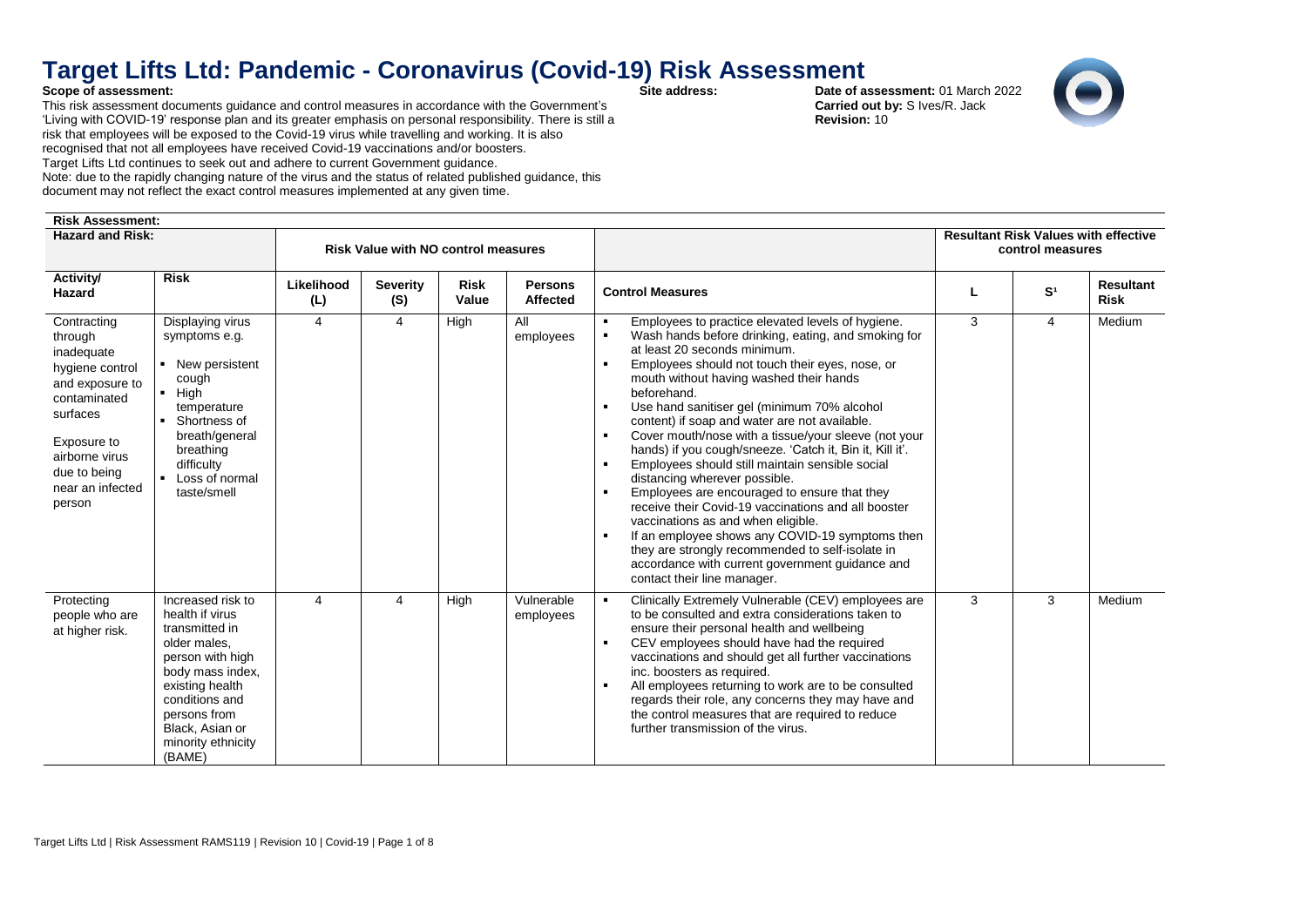# Target Lifts Ltd: Pandemic - Coronavirus (Covid-19) Risk Assessment

**Scope of assessment:**

This risk assessment documents guidance and control measures in accordance with the Government's 'Living with COVID-19' response plan and its greater emphasis on personal responsibility. There is still a risk that employees will be exposed to the Covid-19 virus while travelling and working. It is also recognised that not all employees have received Covid-19 vaccinations and/or boosters.

Target Lifts Ltd continues to seek out and adhere to current Government guidance.

Note: due to the rapidly changing nature of the virus and the status of related published guidance, this document may not reflect the exact control measures implemented at any given time.

**Site address:**

**Date of assessment:** 01 March 2022
**Carried out by:** S Ives/R. Jack
**Revision:** 10

**Risk Assessment:**

| Hazard and Risk: | | Risk Value with NO control measures | | | | | Resultant Risk Values with effective control measures | | |
|---|---|---|---|---|---|---|---|---|---|
| **Activity/ Hazard** | **Risk** | **Likelihood (L)** | **Severity (S)** | **Risk Value** | **Persons Affected** | **Control Measures** | **L** | **S[1]** | **Resultant Risk** |
| Contracting through inadequate hygiene control and exposure to contaminated surfaces<br><br>Exposure to airborne virus due to being near an infected person | Displaying virus symptoms e.g.<br>▪ New persistent cough<br>▪ High temperature<br>▪ Shortness of breath/general breathing difficulty<br>▪ Loss of normal taste/smell | 4 | 4 | High | All employees | ▪ Employees to practice elevated levels of hygiene.<br>▪ Wash hands before drinking, eating, and smoking for at least 20 seconds minimum.<br>▪ Employees should not touch their eyes, nose, or mouth without having washed their hands beforehand.<br>▪ Use hand sanitiser gel (minimum 70% alcohol content) if soap and water are not available.<br>▪ Cover mouth/nose with a tissue/your sleeve (not your hands) if you cough/sneeze. 'Catch it, Bin it, Kill it'.<br>▪ Employees should still maintain sensible social distancing wherever possible.<br>▪ Employees are encouraged to ensure that they receive their Covid-19 vaccinations and all booster vaccinations as and when eligible.<br>▪ If an employee shows any COVID-19 symptoms then they are strongly recommended to self-isolate in accordance with current government guidance and contact their line manager. | 3 | 4 | Medium |
| Protecting people who are at higher risk. | Increased risk to health if virus transmitted in older males, person with high body mass index, existing health conditions and persons from Black, Asian or minority ethnicity (BAME) | 4 | 4 | High | Vulnerable employees | ▪ Clinically Extremely Vulnerable (CEV) employees are to be consulted and extra considerations taken to ensure their personal health and wellbeing<br>▪ CEV employees should have had the required vaccinations and should get all further vaccinations inc. boosters as required.<br>▪ All employees returning to work are to be consulted regards their role, any concerns they may have and the control measures that are required to reduce further transmission of the virus. | 3 | 3 | Medium |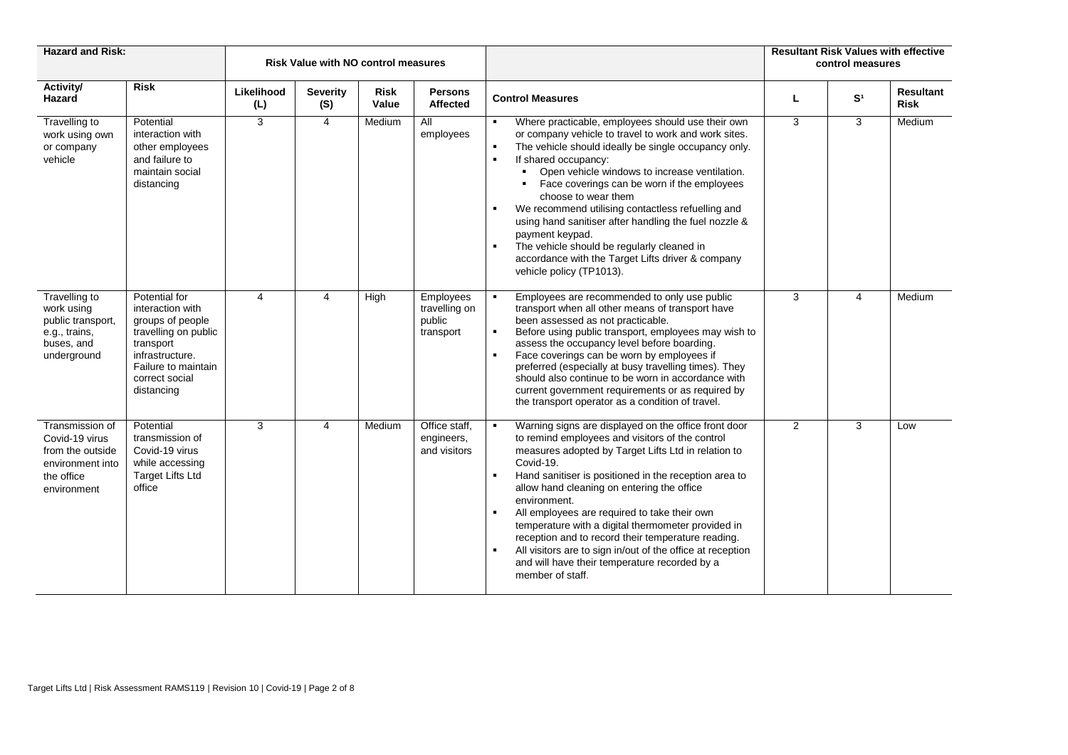| Hazard and Risk: | | Risk Value with NO control measures | | | | | Resultant Risk Values with effective control measures | | |
|---|---|---|---|---|---|---|---|---|---|
| Activity/ Hazard | Risk | Likelihood (L) | Severity (S) | Risk Value | Persons Affected | Control Measures | L | S[1] | Resultant Risk |
| Travelling to work using own or company vehicle | Potential interaction with other employees and failure to maintain social distancing | 3 | 4 | Medium | All employees | ▪ Where practicable, employees should use their own or company vehicle to travel to work and work sites.<br>▪ The vehicle should ideally be single occupancy only.<br>▪ If shared occupancy:<br>&nbsp;&nbsp;▪ Open vehicle windows to increase ventilation.<br>&nbsp;&nbsp;▪ Face coverings can be worn if the employees choose to wear them<br>▪ We recommend utilising contactless refuelling and using hand sanitiser after handling the fuel nozzle & payment keypad.<br>▪ The vehicle should be regularly cleaned in accordance with the Target Lifts driver & company vehicle policy (TP1013). | 3 | 3 | Medium |
| Travelling to work using public transport, e.g., trains, buses, and underground | Potential for interaction with groups of people travelling on public transport infrastructure. Failure to maintain correct social distancing | 4 | 4 | High | Employees travelling on public transport | ▪ Employees are recommended to only use public transport when all other means of transport have been assessed as not practicable.<br>▪ Before using public transport, employees may wish to assess the occupancy level before boarding.<br>▪ Face coverings can be worn by employees if preferred (especially at busy travelling times). They should also continue to be worn in accordance with current government requirements or as required by the transport operator as a condition of travel. | 3 | 4 | Medium |
| Transmission of Covid-19 virus from the outside environment into the office environment | Potential transmission of Covid-19 virus while accessing Target Lifts Ltd office | 3 | 4 | Medium | Office staff, engineers, and visitors | ▪ Warning signs are displayed on the office front door to remind employees and visitors of the control measures adopted by Target Lifts Ltd in relation to Covid-19.<br>▪ Hand sanitiser is positioned in the reception area to allow hand cleaning on entering the office environment.<br>▪ All employees are required to take their own temperature with a digital thermometer provided in reception and to record their temperature reading.<br>▪ All visitors are to sign in/out of the office at reception and will have their temperature recorded by a member of staff. | 2 | 3 | Low |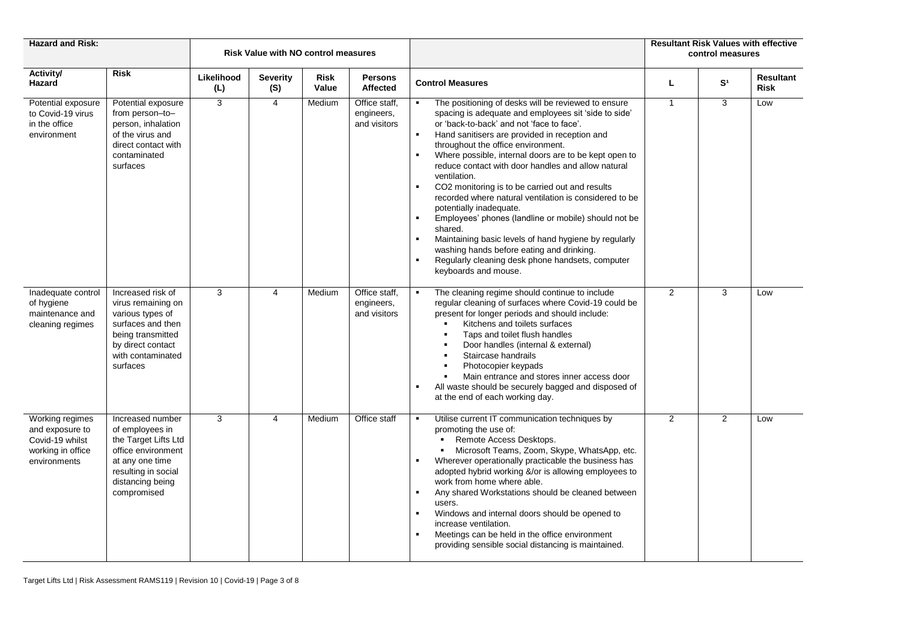| Hazard and Risk: | | Risk Value with NO control measures | | | | | Resultant Risk Values with effective control measures | | |
|---|---|---|---|---|---|---|---|---|---|
| Activity/ Hazard | Risk | Likelihood (L) | Severity (S) | Risk Value | Persons Affected | Control Measures | L | S[1] | Resultant Risk |
| Potential exposure to Covid-19 virus in the office environment | Potential exposure from person–to–person, inhalation of the virus and direct contact with contaminated surfaces | 3 | 4 | Medium | Office staff, engineers, and visitors | ▪ The positioning of desks will be reviewed to ensure spacing is adequate and employees sit 'side to side' or 'back-to-back' and not 'face to face'.<br>▪ Hand sanitisers are provided in reception and throughout the office environment.<br>▪ Where possible, internal doors are to be kept open to reduce contact with door handles and allow natural ventilation.<br>▪ CO2 monitoring is to be carried out and results recorded where natural ventilation is considered to be potentially inadequate.<br>▪ Employees' phones (landline or mobile) should not be shared.<br>▪ Maintaining basic levels of hand hygiene by regularly washing hands before eating and drinking.<br>▪ Regularly cleaning desk phone handsets, computer keyboards and mouse. | 1 | 3 | Low |
| Inadequate control of hygiene maintenance and cleaning regimes | Increased risk of virus remaining on various types of surfaces and then being transmitted by direct contact with contaminated surfaces | 3 | 4 | Medium | Office staff, engineers, and visitors | ▪ The cleaning regime should continue to include regular cleaning of surfaces where Covid-19 could be present for longer periods and should include:<br>&nbsp;&nbsp;▪ Kitchens and toilets surfaces<br>&nbsp;&nbsp;▪ Taps and toilet flush handles<br>&nbsp;&nbsp;▪ Door handles (internal & external)<br>&nbsp;&nbsp;▪ Staircase handrails<br>&nbsp;&nbsp;▪ Photocopier keypads<br>&nbsp;&nbsp;▪ Main entrance and stores inner access door<br>▪ All waste should be securely bagged and disposed of at the end of each working day. | 2 | 3 | Low |
| Working regimes and exposure to Covid-19 virus whilst working in office environments | Increased number of employees in the Target Lifts Ltd office environment at any one time resulting in social distancing being compromised | 3 | 4 | Medium | Office staff | ▪ Utilise current IT communication techniques by promoting the use of:<br>&nbsp;&nbsp;▪ Remote Access Desktops.<br>&nbsp;&nbsp;▪ Microsoft Teams, Zoom, Skype, WhatsApp, etc.<br>▪ Wherever operationally practicable the business has adopted hybrid working &/or is allowing employees to work from home where able.<br>▪ Any shared Workstations should be cleaned between users.<br>▪ Windows and internal doors should be opened to increase ventilation.<br>▪ Meetings can be held in the office environment providing sensible social distancing is maintained. | 2 | 2 | Low |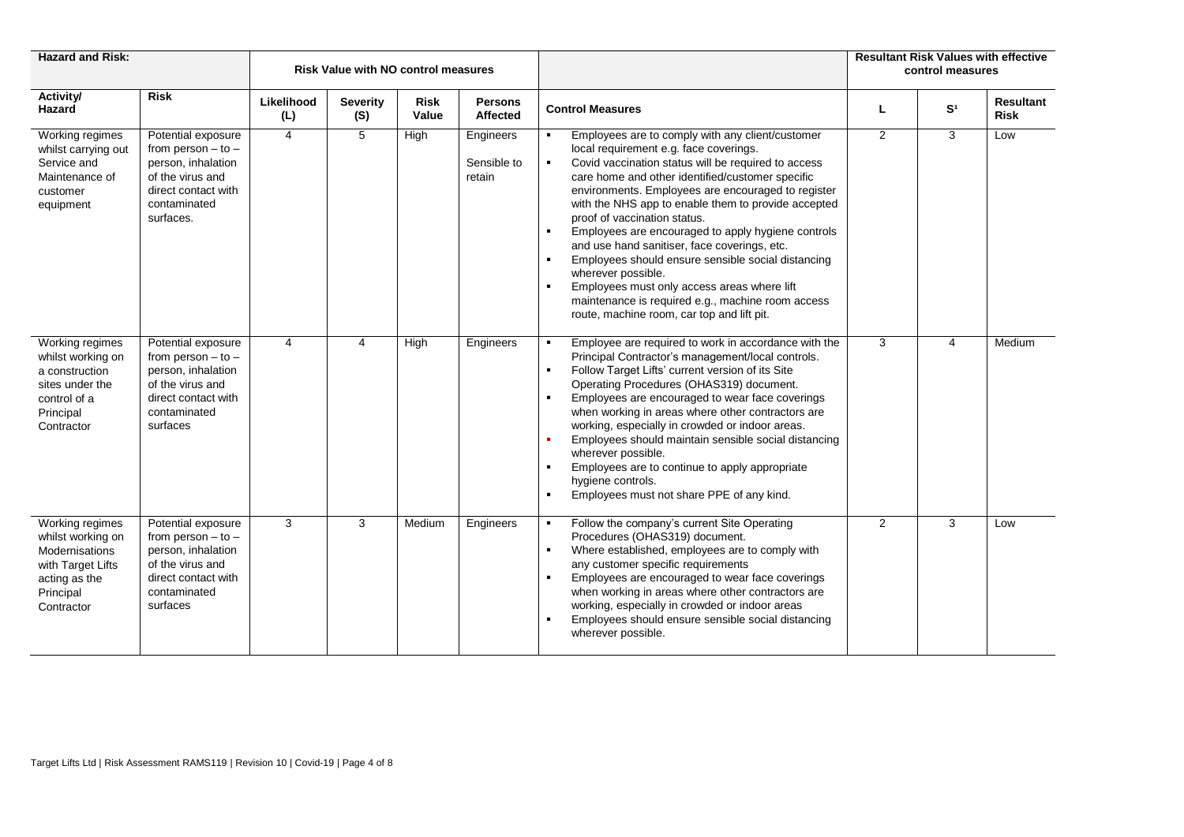| Hazard and Risk: | | Risk Value with NO control measures | | | | | Resultant Risk Values with effective control measures | | |
|---|---|---|---|---|---|---|---|---|---|
| Activity/ Hazard | Risk | Likelihood (L) | Severity (S) | Risk Value | Persons Affected | Control Measures | L | S[1] | Resultant Risk |
| Working regimes whilst carrying out Service and Maintenance of customer equipment | Potential exposure from person – to – person, inhalation of the virus and direct contact with contaminated surfaces. | 4 | 5 | High | Engineers Sensible to retain | ▪ Employees are to comply with any client/customer local requirement e.g. face coverings.<br>▪ Covid vaccination status will be required to access care home and other identified/customer specific environments. Employees are encouraged to register with the NHS app to enable them to provide accepted proof of vaccination status.<br>▪ Employees are encouraged to apply hygiene controls and use hand sanitiser, face coverings, etc.<br>▪ Employees should ensure sensible social distancing wherever possible.<br>▪ Employees must only access areas where lift maintenance is required e.g., machine room access route, machine room, car top and lift pit. | 2 | 3 | Low |
| Working regimes whilst working on a construction sites under the control of a Principal Contractor | Potential exposure from person – to – person, inhalation of the virus and direct contact with contaminated surfaces | 4 | 4 | High | Engineers | ▪ Employee are required to work in accordance with the Principal Contractor's management/local controls.<br>▪ Follow Target Lifts' current version of its Site Operating Procedures (OHAS319) document.<br>▪ Employees are encouraged to wear face coverings when working in areas where other contractors are working, especially in crowded or indoor areas.<br>▪ Employees should maintain sensible social distancing wherever possible.<br>▪ Employees are to continue to apply appropriate hygiene controls.<br>▪ Employees must not share PPE of any kind. | 3 | 4 | Medium |
| Working regimes whilst working on Modernisations with Target Lifts acting as the Principal Contractor | Potential exposure from person – to – person, inhalation of the virus and direct contact with contaminated surfaces | 3 | 3 | Medium | Engineers | ▪ Follow the company's current Site Operating Procedures (OHAS319) document.<br>▪ Where established, employees are to comply with any customer specific requirements<br>▪ Employees are encouraged to wear face coverings when working in areas where other contractors are working, especially in crowded or indoor areas<br>▪ Employees should ensure sensible social distancing wherever possible. | 2 | 3 | Low |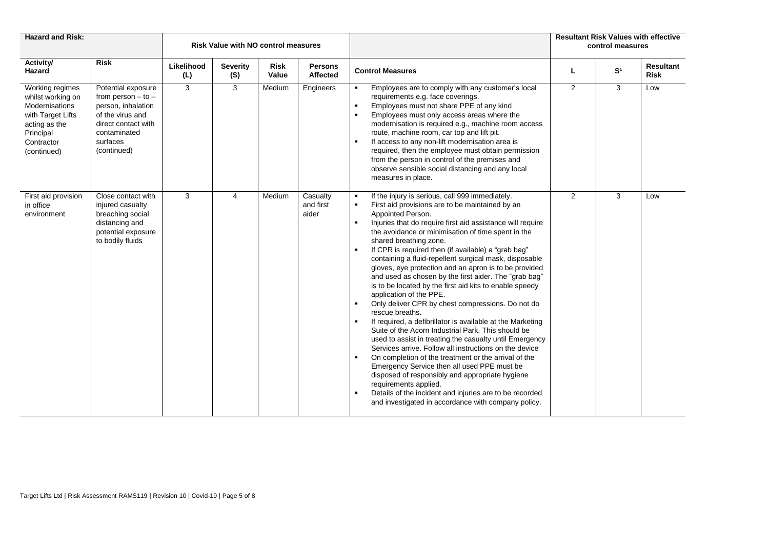| Hazard and Risk: | | Risk Value with NO control measures | | | | | Resultant Risk Values with effective control measures | | |
|---|---|---|---|---|---|---|---|---|---|
| Activity/ Hazard | Risk | Likelihood (L) | Severity (S) | Risk Value | Persons Affected | Control Measures | L | S[1] | Resultant Risk |
| Working regimes whilst working on Modernisations with Target Lifts acting as the Principal Contractor (continued) | Potential exposure from person – to – person, inhalation of the virus and direct contact with contaminated surfaces (continued) | 3 | 3 | Medium | Engineers | ▪ Employees are to comply with any customer's local requirements e.g. face coverings.<br>▪ Employees must not share PPE of any kind<br>▪ Employees must only access areas where the modernisation is required e.g., machine room access route, machine room, car top and lift pit.<br>▪ If access to any non-lift modernisation area is required, then the employee must obtain permission from the person in control of the premises and observe sensible social distancing and any local measures in place. | 2 | 3 | Low |
| First aid provision in office environment | Close contact with injured casualty breaching social distancing and potential exposure to bodily fluids | 3 | 4 | Medium | Casualty and first aider | ▪ If the injury is serious, call 999 immediately.<br>▪ First aid provisions are to be maintained by an Appointed Person.<br>▪ Injuries that do require first aid assistance will require the avoidance or minimisation of time spent in the shared breathing zone.<br>▪ If CPR is required then (if available) a "grab bag" containing a fluid-repellent surgical mask, disposable gloves, eye protection and an apron is to be provided and used as chosen by the first aider. The "grab bag" is to be located by the first aid kits to enable speedy application of the PPE.<br>▪ Only deliver CPR by chest compressions. Do not do rescue breaths.<br>▪ If required, a defibrillator is available at the Marketing Suite of the Acorn Industrial Park. This should be used to assist in treating the casualty until Emergency Services arrive. Follow all instructions on the device<br>▪ On completion of the treatment or the arrival of the Emergency Service then all used PPE must be disposed of responsibly and appropriate hygiene requirements applied.<br>▪ Details of the incident and injuries are to be recorded and investigated in accordance with company policy. | 2 | 3 | Low |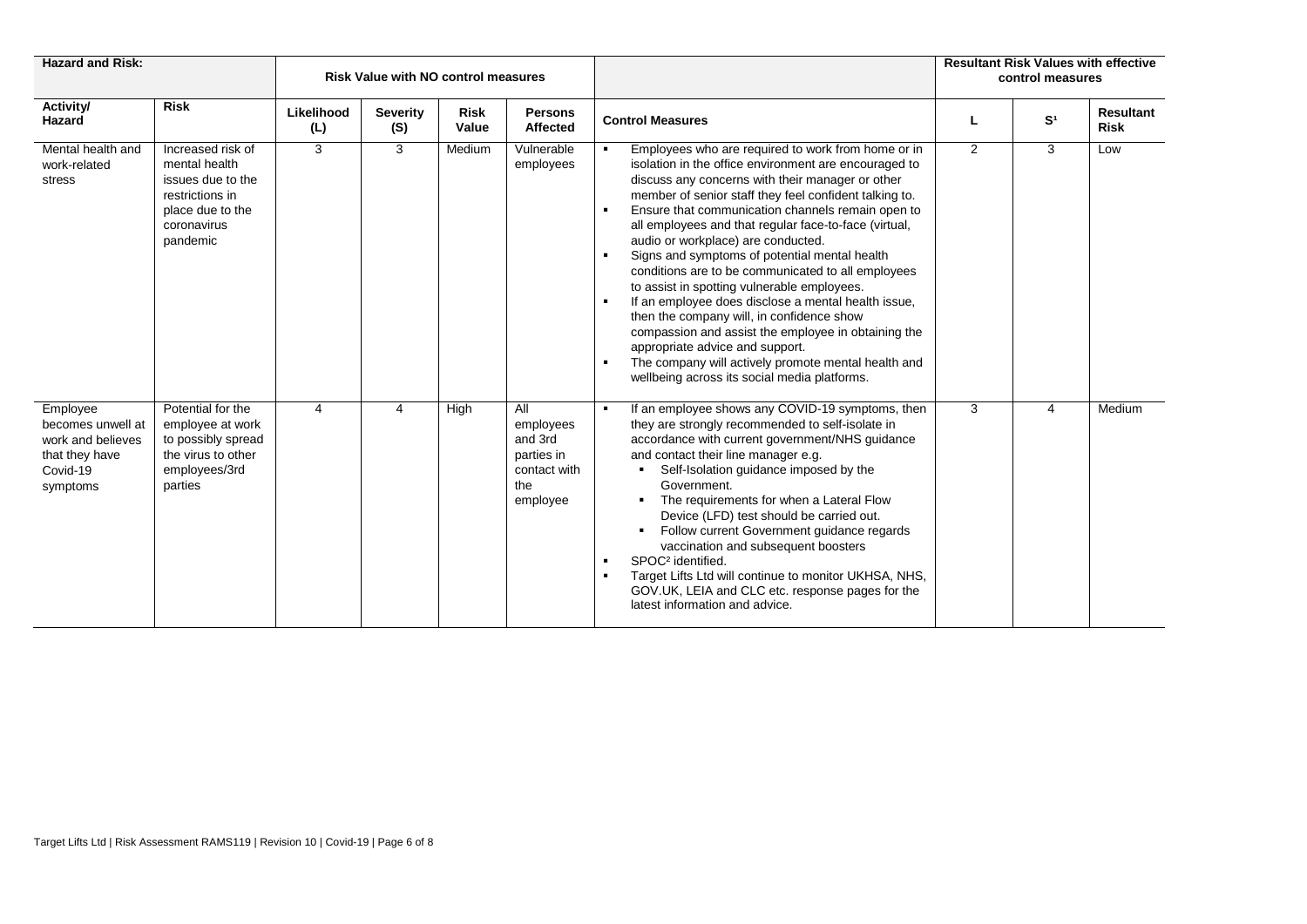| Hazard and Risk: | | Risk Value with NO control measures | | | | | Resultant Risk Values with effective control measures | | |
|---|---|---|---|---|---|---|---|---|---|
| Activity/ Hazard | Risk | Likelihood (L) | Severity (S) | Risk Value | Persons Affected | Control Measures | L | S[1] | Resultant Risk |
| Mental health and work-related stress | Increased risk of mental health issues due to the restrictions in place due to the coronavirus pandemic | 3 | 3 | Medium | Vulnerable employees | ▪ Employees who are required to work from home or in isolation in the office environment are encouraged to discuss any concerns with their manager or other member of senior staff they feel confident talking to.<br>▪ Ensure that communication channels remain open to all employees and that regular face-to-face (virtual, audio or workplace) are conducted.<br>▪ Signs and symptoms of potential mental health conditions are to be communicated to all employees to assist in spotting vulnerable employees.<br>▪ If an employee does disclose a mental health issue, then the company will, in confidence show compassion and assist the employee in obtaining the appropriate advice and support.<br>▪ The company will actively promote mental health and wellbeing across its social media platforms. | 2 | 3 | Low |
| Employee becomes unwell at work and believes that they have Covid-19 symptoms | Potential for the employee at work to possibly spread the virus to other employees/3rd parties | 4 | 4 | High | All employees and 3rd parties in contact with the employee | ▪ If an employee shows any COVID-19 symptoms, then they are strongly recommended to self-isolate in accordance with current government/NHS guidance and contact their line manager e.g.<br>&nbsp;&nbsp;▪ Self-Isolation guidance imposed by the Government.<br>&nbsp;&nbsp;▪ The requirements for when a Lateral Flow Device (LFD) test should be carried out.<br>&nbsp;&nbsp;▪ Follow current Government guidance regards vaccination and subsequent boosters<br>▪ SPOC[2] identified.<br>▪ Target Lifts Ltd will continue to monitor UKHSA, NHS, GOV.UK, LEIA and CLC etc. response pages for the latest information and advice. | 3 | 4 | Medium |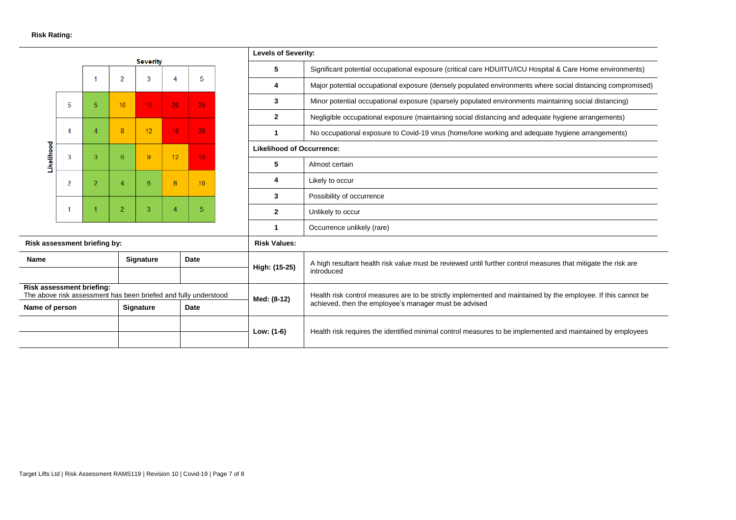**Risk Rating:**

| Likelihood \ Severity | 1 | 2 | 3 | 4 | 5 |
|---|---|---|---|---|---|
| 5 | 5 | 10 | 15 | 20 | 25 |
| 4 | 4 | 8 | 12 | 16 | 20 |
| 3 | 3 | 6 | 9 | 12 | 15 |
| 2 | 2 | 4 | 6 | 8 | 10 |
| 1 | 1 | 2 | 3 | 4 | 5 |

**Levels of Severity:**

| | |
|---|---|
| **5** | Significant potential occupational exposure (critical care HDU/ITU/ICU Hospital & Care Home environments) |
| **4** | Major potential occupational exposure (densely populated environments where social distancing compromised) |
| **3** | Minor potential occupational exposure (sparsely populated environments maintaining social distancing) |
| **2** | Negligible occupational exposure (maintaining social distancing and adequate hygiene arrangements) |
| **1** | No occupational exposure to Covid-19 virus (home/lone working and adequate hygiene arrangements) |

**Likelihood of Occurrence:**

| | |
|---|---|
| **5** | Almost certain |
| **4** | Likely to occur |
| **3** | Possibility of occurrence |
| **2** | Unlikely to occur |
| **1** | Occurrence unlikely (rare) |

**Risk Values:**

| | |
|---|---|
| **High: (15-25)** | A high resultant health risk value must be reviewed until further control measures that mitigate the risk are introduced |
| **Med: (8-12)** | Health risk control measures are to be strictly implemented and maintained by the employee. If this cannot be achieved, then the employee's manager must be advised |
| **Low: (1-6)** | Health risk requires the identified minimal control measures to be implemented and maintained by employees |

**Risk assessment briefing by:**

| Name | Signature | Date |
|---|---|---|
| | | |

**Risk assessment briefing:**
The above risk assessment has been briefed and fully understood

| Name of person | Signature | Date |
|---|---|---|
| | | |
| | | |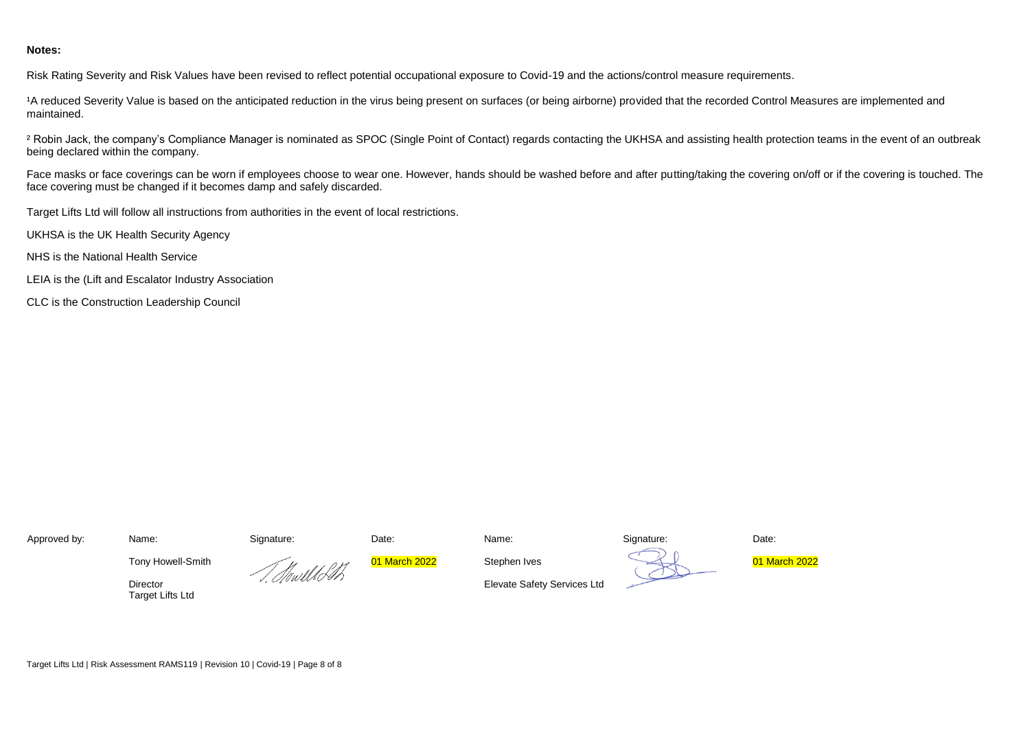**Notes:**

Risk Rating Severity and Risk Values have been revised to reflect potential occupational exposure to Covid-19 and the actions/control measure requirements.

[1]A reduced Severity Value is based on the anticipated reduction in the virus being present on surfaces (or being airborne) provided that the recorded Control Measures are implemented and maintained.

[2] Robin Jack, the company's Compliance Manager is nominated as SPOC (Single Point of Contact) regards contacting the UKHSA and assisting health protection teams in the event of an outbreak being declared within the company.

Face masks or face coverings can be worn if employees choose to wear one. However, hands should be washed before and after putting/taking the covering on/off or if the covering is touched. The face covering must be changed if it becomes damp and safely discarded.

Target Lifts Ltd will follow all instructions from authorities in the event of local restrictions.

UKHSA is the UK Health Security Agency

NHS is the National Health Service

LEIA is the (Lift and Escalator Industry Association

CLC is the Construction Leadership Council

| Approved by: | Name: | Signature: | Date: | Name: | Signature: | Date: |
|---|---|---|---|---|---|---|
| | Tony Howell-Smith<br>Director<br>Target Lifts Ltd | T. Howell-Smith | 01 March 2022 | Stephen Ives<br>Elevate Safety Services Ltd | | 01 March 2022 |